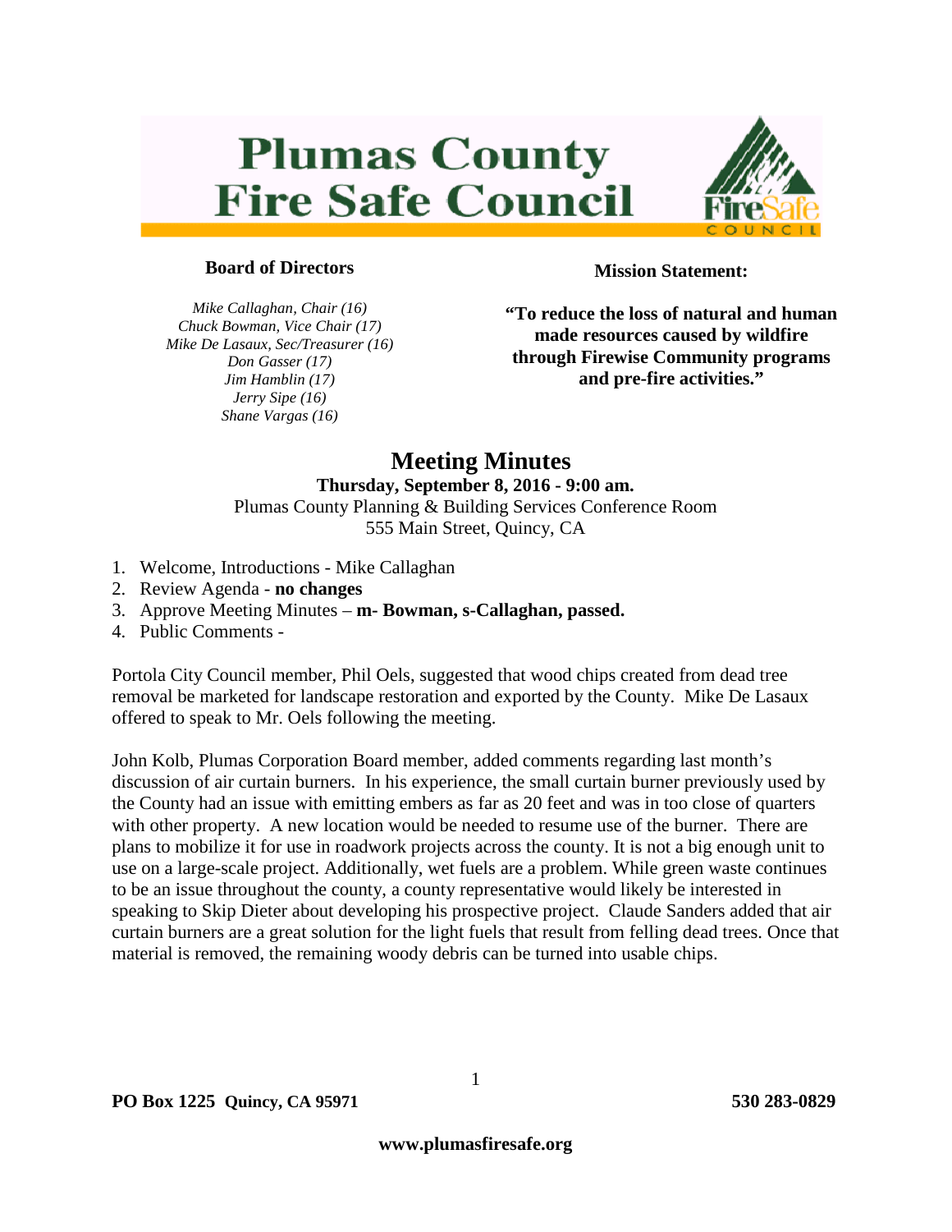# Plumas County Fire Safe Council

**Board of Directors**

*Mike Callaghan, Chair (16)*
*Chuck Bowman, Vice Chair (17)*
*Mike De Lasaux, Sec/Treasurer (16)*
*Don Gasser (17)*
*Jim Hamblin (17)*
*Jerry Sipe (16)*
*Shane Vargas (16)*

**Mission Statement:**

**"To reduce the loss of natural and human made resources caused by wildfire through Firewise Community programs and pre-fire activities."**

## Meeting Minutes

**Thursday, September 8, 2016 - 9:00 am.**
Plumas County Planning & Building Services Conference Room
555 Main Street, Quincy, CA

1. Welcome, Introductions - Mike Callaghan
2. Review Agenda - **no changes**
3. Approve Meeting Minutes – **m- Bowman, s-Callaghan, passed.**
4. Public Comments -

Portola City Council member, Phil Oels, suggested that wood chips created from dead tree removal be marketed for landscape restoration and exported by the County. Mike De Lasaux offered to speak to Mr. Oels following the meeting.

John Kolb, Plumas Corporation Board member, added comments regarding last month's discussion of air curtain burners. In his experience, the small curtain burner previously used by the County had an issue with emitting embers as far as 20 feet and was in too close of quarters with other property. A new location would be needed to resume use of the burner. There are plans to mobilize it for use in roadwork projects across the county. It is not a big enough unit to use on a large-scale project. Additionally, wet fuels are a problem. While green waste continues to be an issue throughout the county, a county representative would likely be interested in speaking to Skip Dieter about developing his prospective project. Claude Sanders added that air curtain burners are a great solution for the light fuels that result from felling dead trees. Once that material is removed, the remaining woody debris can be turned into usable chips.

**PO Box 1225 Quincy, CA 95971** **530 283-0829**

**www.plumasfiresafe.org**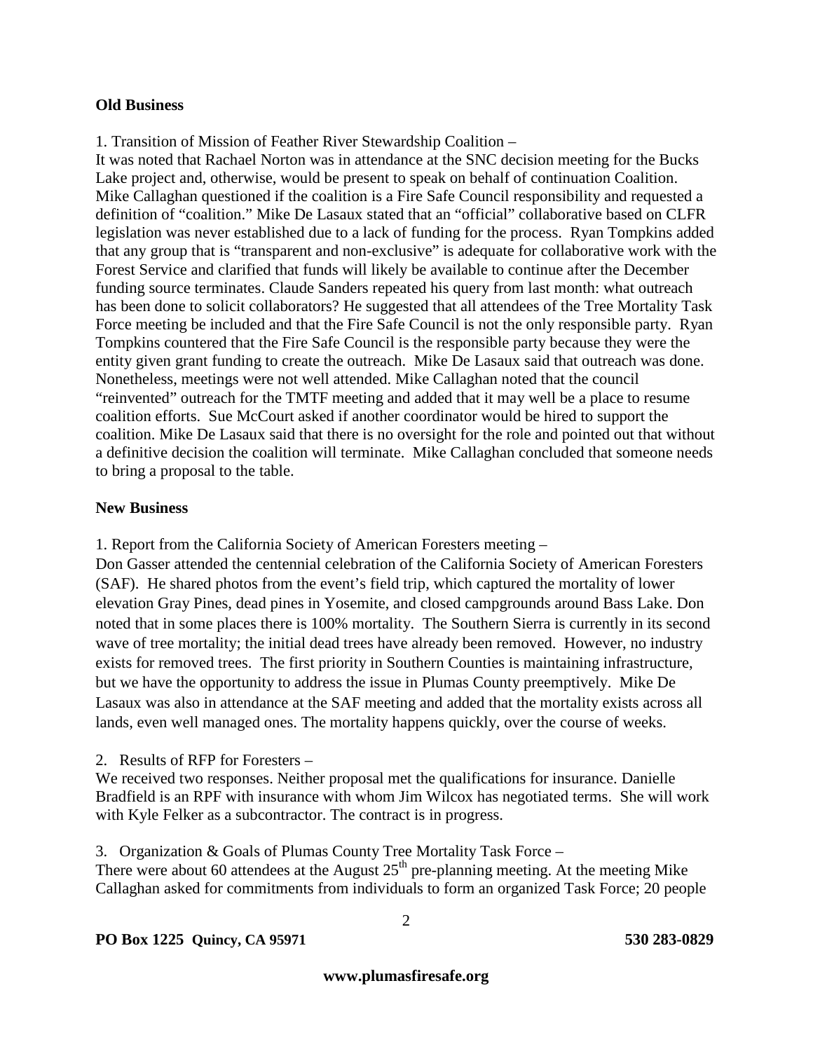**Old Business**

1. Transition of Mission of Feather River Stewardship Coalition –
It was noted that Rachael Norton was in attendance at the SNC decision meeting for the Bucks Lake project and, otherwise, would be present to speak on behalf of continuation Coalition. Mike Callaghan questioned if the coalition is a Fire Safe Council responsibility and requested a definition of "coalition." Mike De Lasaux stated that an "official" collaborative based on CLFR legislation was never established due to a lack of funding for the process. Ryan Tompkins added that any group that is "transparent and non-exclusive" is adequate for collaborative work with the Forest Service and clarified that funds will likely be available to continue after the December funding source terminates. Claude Sanders repeated his query from last month: what outreach has been done to solicit collaborators? He suggested that all attendees of the Tree Mortality Task Force meeting be included and that the Fire Safe Council is not the only responsible party. Ryan Tompkins countered that the Fire Safe Council is the responsible party because they were the entity given grant funding to create the outreach. Mike De Lasaux said that outreach was done. Nonetheless, meetings were not well attended. Mike Callaghan noted that the council "reinvented" outreach for the TMTF meeting and added that it may well be a place to resume coalition efforts. Sue McCourt asked if another coordinator would be hired to support the coalition. Mike De Lasaux said that there is no oversight for the role and pointed out that without a definitive decision the coalition will terminate. Mike Callaghan concluded that someone needs to bring a proposal to the table.

**New Business**

1. Report from the California Society of American Foresters meeting –
Don Gasser attended the centennial celebration of the California Society of American Foresters (SAF). He shared photos from the event's field trip, which captured the mortality of lower elevation Gray Pines, dead pines in Yosemite, and closed campgrounds around Bass Lake. Don noted that in some places there is 100% mortality. The Southern Sierra is currently in its second wave of tree mortality; the initial dead trees have already been removed. However, no industry exists for removed trees. The first priority in Southern Counties is maintaining infrastructure, but we have the opportunity to address the issue in Plumas County preemptively. Mike De Lasaux was also in attendance at the SAF meeting and added that the mortality exists across all lands, even well managed ones. The mortality happens quickly, over the course of weeks.

2. Results of RFP for Foresters –
We received two responses. Neither proposal met the qualifications for insurance. Danielle Bradfield is an RPF with insurance with whom Jim Wilcox has negotiated terms. She will work with Kyle Felker as a subcontractor. The contract is in progress.

3. Organization & Goals of Plumas County Tree Mortality Task Force –
There were about 60 attendees at the August 25th pre-planning meeting. At the meeting Mike Callaghan asked for commitments from individuals to form an organized Task Force; 20 people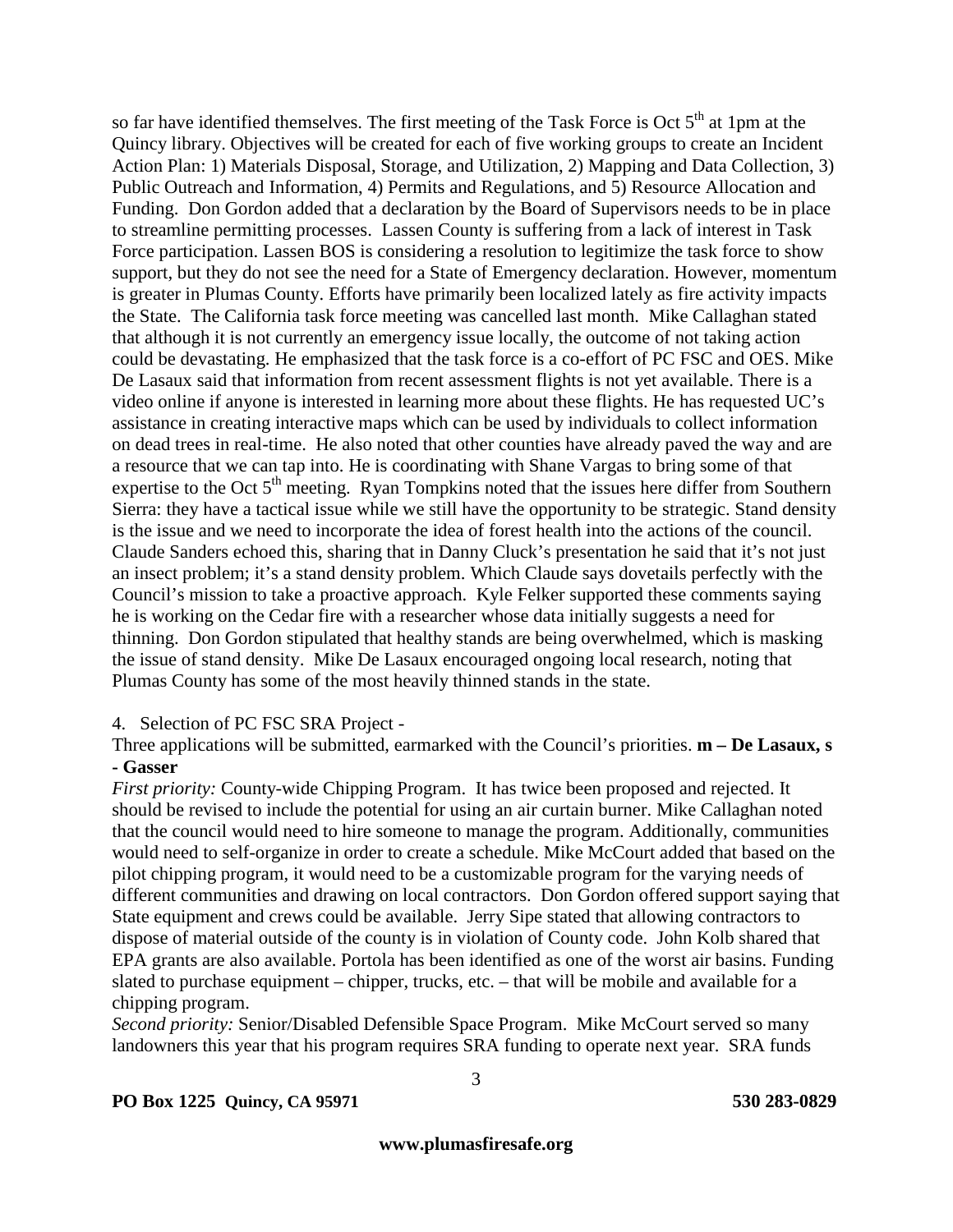so far have identified themselves. The first meeting of the Task Force is Oct 5th at 1pm at the Quincy library. Objectives will be created for each of five working groups to create an Incident Action Plan: 1) Materials Disposal, Storage, and Utilization, 2) Mapping and Data Collection, 3) Public Outreach and Information, 4) Permits and Regulations, and 5) Resource Allocation and Funding. Don Gordon added that a declaration by the Board of Supervisors needs to be in place to streamline permitting processes. Lassen County is suffering from a lack of interest in Task Force participation. Lassen BOS is considering a resolution to legitimize the task force to show support, but they do not see the need for a State of Emergency declaration. However, momentum is greater in Plumas County. Efforts have primarily been localized lately as fire activity impacts the State. The California task force meeting was cancelled last month. Mike Callaghan stated that although it is not currently an emergency issue locally, the outcome of not taking action could be devastating. He emphasized that the task force is a co-effort of PC FSC and OES. Mike De Lasaux said that information from recent assessment flights is not yet available. There is a video online if anyone is interested in learning more about these flights. He has requested UC's assistance in creating interactive maps which can be used by individuals to collect information on dead trees in real-time. He also noted that other counties have already paved the way and are a resource that we can tap into. He is coordinating with Shane Vargas to bring some of that expertise to the Oct 5th meeting. Ryan Tompkins noted that the issues here differ from Southern Sierra: they have a tactical issue while we still have the opportunity to be strategic. Stand density is the issue and we need to incorporate the idea of forest health into the actions of the council. Claude Sanders echoed this, sharing that in Danny Cluck's presentation he said that it's not just an insect problem; it's a stand density problem. Which Claude says dovetails perfectly with the Council's mission to take a proactive approach. Kyle Felker supported these comments saying he is working on the Cedar fire with a researcher whose data initially suggests a need for thinning. Don Gordon stipulated that healthy stands are being overwhelmed, which is masking the issue of stand density. Mike De Lasaux encouraged ongoing local research, noting that Plumas County has some of the most heavily thinned stands in the state.

4. Selection of PC FSC SRA Project -

Three applications will be submitted, earmarked with the Council's priorities. **m – De Lasaux, s - Gasser**

*First priority:* County-wide Chipping Program. It has twice been proposed and rejected. It should be revised to include the potential for using an air curtain burner. Mike Callaghan noted that the council would need to hire someone to manage the program. Additionally, communities would need to self-organize in order to create a schedule. Mike McCourt added that based on the pilot chipping program, it would need to be a customizable program for the varying needs of different communities and drawing on local contractors. Don Gordon offered support saying that State equipment and crews could be available. Jerry Sipe stated that allowing contractors to dispose of material outside of the county is in violation of County code. John Kolb shared that EPA grants are also available. Portola has been identified as one of the worst air basins. Funding slated to purchase equipment – chipper, trucks, etc. – that will be mobile and available for a chipping program.

*Second priority:* Senior/Disabled Defensible Space Program. Mike McCourt served so many landowners this year that his program requires SRA funding to operate next year. SRA funds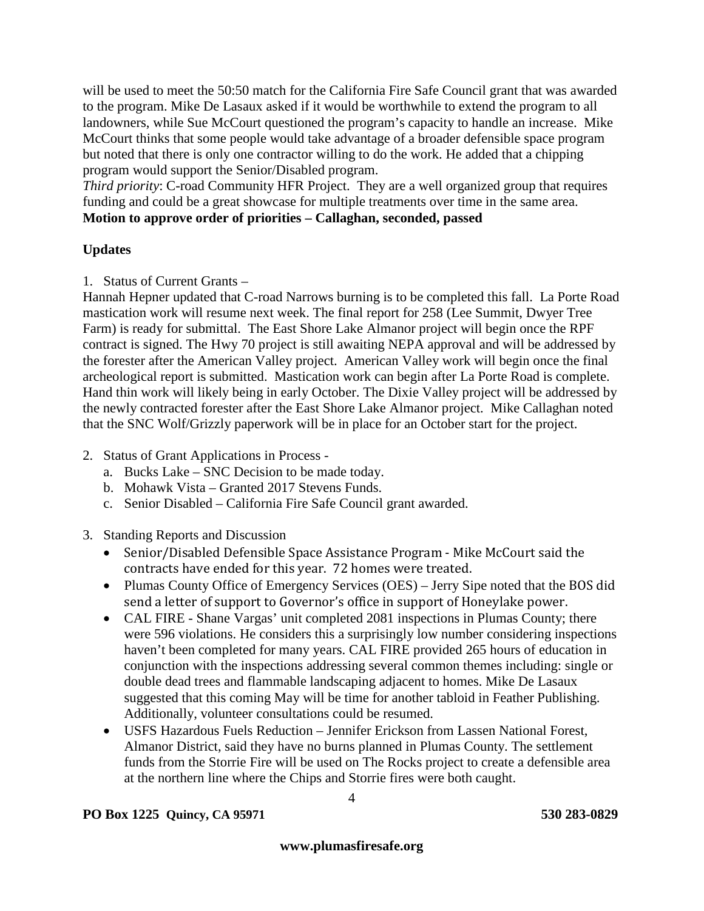will be used to meet the 50:50 match for the California Fire Safe Council grant that was awarded to the program. Mike De Lasaux asked if it would be worthwhile to extend the program to all landowners, while Sue McCourt questioned the program's capacity to handle an increase. Mike McCourt thinks that some people would take advantage of a broader defensible space program but noted that there is only one contractor willing to do the work. He added that a chipping program would support the Senior/Disabled program.
*Third priority*: C-road Community HFR Project. They are a well organized group that requires funding and could be a great showcase for multiple treatments over time in the same area.
**Motion to approve order of priorities – Callaghan, seconded, passed**

**Updates**

1. Status of Current Grants –

Hannah Hepner updated that C-road Narrows burning is to be completed this fall. La Porte Road mastication work will resume next week. The final report for 258 (Lee Summit, Dwyer Tree Farm) is ready for submittal. The East Shore Lake Almanor project will begin once the RPF contract is signed. The Hwy 70 project is still awaiting NEPA approval and will be addressed by the forester after the American Valley project. American Valley work will begin once the final archeological report is submitted. Mastication work can begin after La Porte Road is complete. Hand thin work will likely being in early October. The Dixie Valley project will be addressed by the newly contracted forester after the East Shore Lake Almanor project. Mike Callaghan noted that the SNC Wolf/Grizzly paperwork will be in place for an October start for the project.

2. Status of Grant Applications in Process -
   a. Bucks Lake – SNC Decision to be made today.
   b. Mohawk Vista – Granted 2017 Stevens Funds.
   c. Senior Disabled – California Fire Safe Council grant awarded.

3. Standing Reports and Discussion
   - Senior/Disabled Defensible Space Assistance Program - Mike McCourt said the contracts have ended for this year. 72 homes were treated.
   - Plumas County Office of Emergency Services (OES) – Jerry Sipe noted that the BOS did send a letter of support to Governor's office in support of Honeylake power.
   - CAL FIRE - Shane Vargas' unit completed 2081 inspections in Plumas County; there were 596 violations. He considers this a surprisingly low number considering inspections haven't been completed for many years. CAL FIRE provided 265 hours of education in conjunction with the inspections addressing several common themes including: single or double dead trees and flammable landscaping adjacent to homes. Mike De Lasaux suggested that this coming May will be time for another tabloid in Feather Publishing. Additionally, volunteer consultations could be resumed.
   - USFS Hazardous Fuels Reduction – Jennifer Erickson from Lassen National Forest, Almanor District, said they have no burns planned in Plumas County. The settlement funds from the Storrie Fire will be used on The Rocks project to create a defensible area at the northern line where the Chips and Storrie fires were both caught.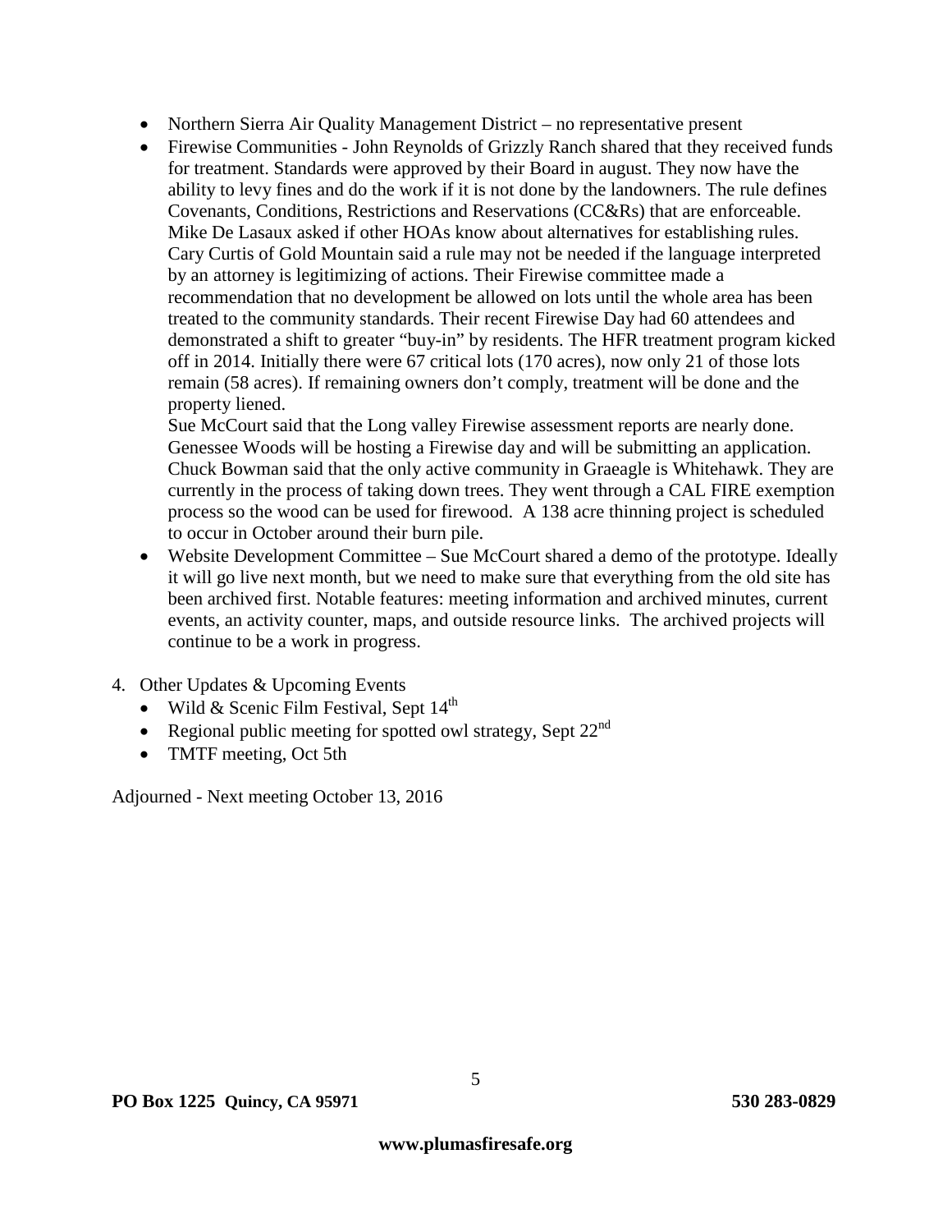- Northern Sierra Air Quality Management District – no representative present
- Firewise Communities - John Reynolds of Grizzly Ranch shared that they received funds for treatment. Standards were approved by their Board in august. They now have the ability to levy fines and do the work if it is not done by the landowners. The rule defines Covenants, Conditions, Restrictions and Reservations (CC&Rs) that are enforceable. Mike De Lasaux asked if other HOAs know about alternatives for establishing rules. Cary Curtis of Gold Mountain said a rule may not be needed if the language interpreted by an attorney is legitimizing of actions. Their Firewise committee made a recommendation that no development be allowed on lots until the whole area has been treated to the community standards. Their recent Firewise Day had 60 attendees and demonstrated a shift to greater "buy-in" by residents. The HFR treatment program kicked off in 2014. Initially there were 67 critical lots (170 acres), now only 21 of those lots remain (58 acres). If remaining owners don't comply, treatment will be done and the property liened.
  Sue McCourt said that the Long valley Firewise assessment reports are nearly done. Genessee Woods will be hosting a Firewise day and will be submitting an application. Chuck Bowman said that the only active community in Graeagle is Whitehawk. They are currently in the process of taking down trees. They went through a CAL FIRE exemption process so the wood can be used for firewood. A 138 acre thinning project is scheduled to occur in October around their burn pile.
- Website Development Committee – Sue McCourt shared a demo of the prototype. Ideally it will go live next month, but we need to make sure that everything from the old site has been archived first. Notable features: meeting information and archived minutes, current events, an activity counter, maps, and outside resource links. The archived projects will continue to be a work in progress.

4. Other Updates & Upcoming Events
   - Wild & Scenic Film Festival, Sept 14th
   - Regional public meeting for spotted owl strategy, Sept 22nd
   - TMTF meeting, Oct 5th

Adjourned - Next meeting October 13, 2016

**PO Box 1225 Quincy, CA 95971** **530 283-0829**

**www.plumasfiresafe.org**